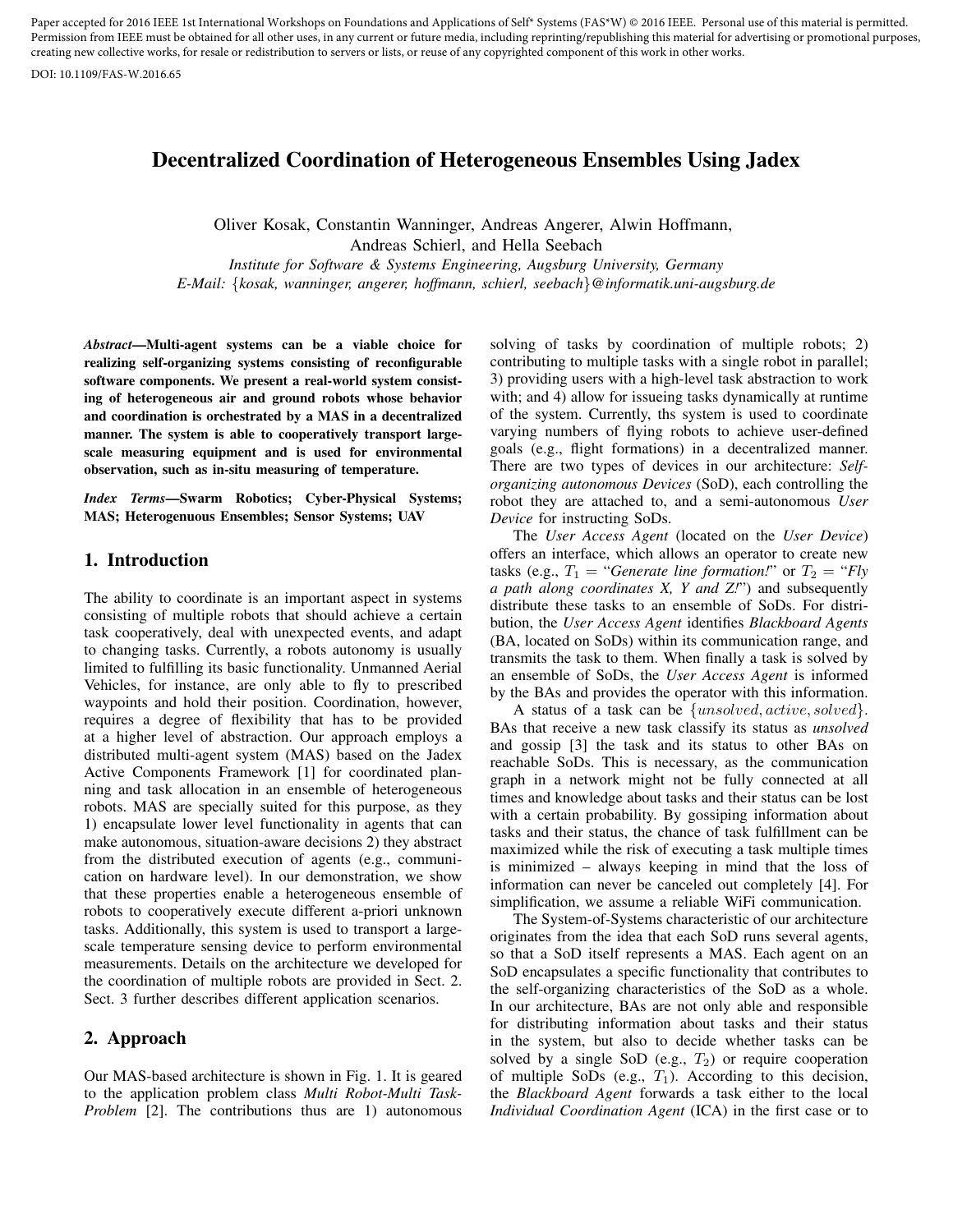Paper accepted for 2016 IEEE 1st International Workshops on Foundations and Applications of Self* Systems (FAS*W) © 2016 IEEE. Personal use of this material is permitted. Permission from IEEE must be obtained for all other uses, in any current or future media, including reprinting/republishing this material for advertising or promotional purposes, creating new collective works, for resale or redistribution to servers or lists, or reuse of any copyrighted component of this work in other works.

DOI: 10.1109/FAS-W.2016.65

# Decentralized Coordination of Heterogeneous Ensembles Using Jadex

Oliver Kosak, Constantin Wanninger, Andreas Angerer, Alwin Hoffmann, Andreas Schierl, and Hella Seebach

*Institute for Software & Systems Engineering, Augsburg University, Germany*

*E-Mail: {kosak, wanninger, angerer, hoffmann, schierl, seebach}@informatik.uni-augsburg.de*

***Abstract*—Multi-agent systems can be a viable choice for realizing self-organizing systems consisting of reconfigurable software components. We present a real-world system consisting of heterogeneous air and ground robots whose behavior and coordination is orchestrated by a MAS in a decentralized manner. The system is able to cooperatively transport large-scale measuring equipment and is used for environmental observation, such as in-situ measuring of temperature.**

***Index Terms*—Swarm Robotics; Cyber-Physical Systems; MAS; Heterogenuous Ensembles; Sensor Systems; UAV**

## 1. Introduction

The ability to coordinate is an important aspect in systems consisting of multiple robots that should achieve a certain task cooperatively, deal with unexpected events, and adapt to changing tasks. Currently, a robots autonomy is usually limited to fulfilling its basic functionality. Unmanned Aerial Vehicles, for instance, are only able to fly to prescribed waypoints and hold their position. Coordination, however, requires a degree of flexibility that has to be provided at a higher level of abstraction. Our approach employs a distributed multi-agent system (MAS) based on the Jadex Active Components Framework [1] for coordinated planning and task allocation in an ensemble of heterogeneous robots. MAS are specially suited for this purpose, as they 1) encapsulate lower level functionality in agents that can make autonomous, situation-aware decisions 2) they abstract from the distributed execution of agents (e.g., communication on hardware level). In our demonstration, we show that these properties enable a heterogeneous ensemble of robots to cooperatively execute different a-priori unknown tasks. Additionally, this system is used to transport a large-scale temperature sensing device to perform environmental measurements. Details on the architecture we developed for the coordination of multiple robots are provided in Sect. 2. Sect. 3 further describes different application scenarios.

## 2. Approach

Our MAS-based architecture is shown in Fig. 1. It is geared to the application problem class *Multi Robot-Multi Task-Problem* [2]. The contributions thus are 1) autonomous solving of tasks by coordination of multiple robots; 2) contributing to multiple tasks with a single robot in parallel; 3) providing users with a high-level task abstraction to work with; and 4) allow for issueing tasks dynamically at runtime of the system. Currently, ths system is used to coordinate varying numbers of flying robots to achieve user-defined goals (e.g., flight formations) in a decentralized manner. There are two types of devices in our architecture: *Self-organizing autonomous Devices* (SoD), each controlling the robot they are attached to, and a semi-autonomous *User Device* for instructing SoDs.

The *User Access Agent* (located on the *User Device*) offers an interface, which allows an operator to create new tasks (e.g., $T_1$ = "*Generate line formation!*" or $T_2$ = "*Fly a path along coordinates X, Y and Z!*") and subsequently distribute these tasks to an ensemble of SoDs. For distribution, the *User Access Agent* identifies *Blackboard Agents* (BA, located on SoDs) within its communication range, and transmits the task to them. When finally a task is solved by an ensemble of SoDs, the *User Access Agent* is informed by the BAs and provides the operator with this information.

A status of a task can be $\{unsolved, active, solved\}$. BAs that receive a new task classify its status as *unsolved* and gossip [3] the task and its status to other BAs on reachable SoDs. This is necessary, as the communication graph in a network might not be fully connected at all times and knowledge about tasks and their status can be lost with a certain probability. By gossiping information about tasks and their status, the chance of task fulfillment can be maximized while the risk of executing a task multiple times is minimized – always keeping in mind that the loss of information can never be canceled out completely [4]. For simplification, we assume a reliable WiFi communication.

The System-of-Systems characteristic of our architecture originates from the idea that each SoD runs several agents, so that a SoD itself represents a MAS. Each agent on an SoD encapsulates a specific functionality that contributes to the self-organizing characteristics of the SoD as a whole. In our architecture, BAs are not only able and responsible for distributing information about tasks and their status in the system, but also to decide whether tasks can be solved by a single SoD (e.g., $T_2$) or require cooperation of multiple SoDs (e.g., $T_1$). According to this decision, the *Blackboard Agent* forwards a task either to the local *Individual Coordination Agent* (ICA) in the first case or to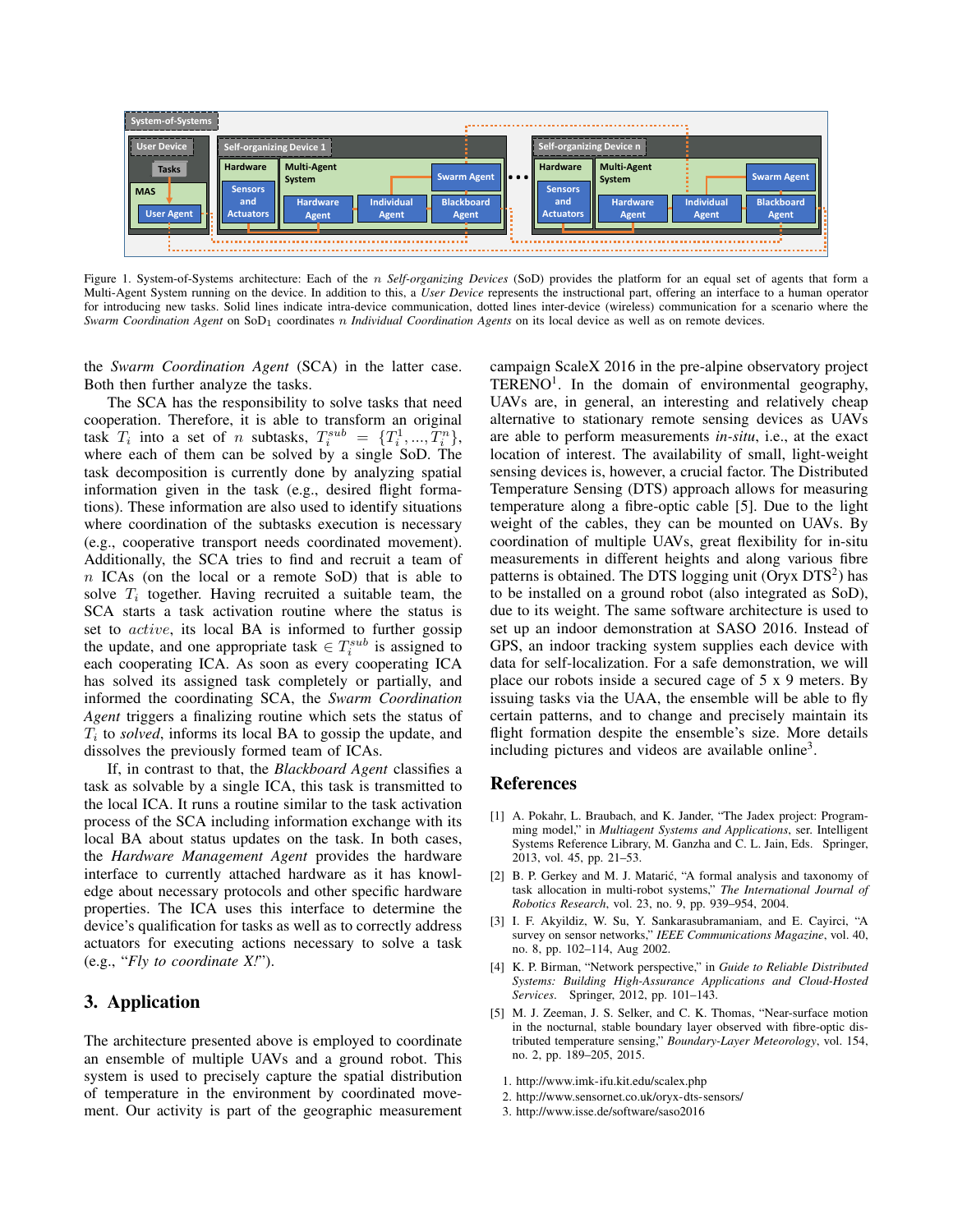System-of-Systems

User Device

Tasks

MAS

User Agent

Self-organizing Device 1

Hardware

Sensors and Actuators

Multi-Agent System

Swarm Agent

Hardware Agent

Individual Agent

Blackboard Agent

Self-organizing Device n

Hardware

Sensors and Actuators

Multi-Agent System

Swarm Agent

Hardware Agent

Individual Agent

Blackboard Agent

Figure 1. System-of-Systems architecture: Each of the $n$ *Self-organizing Devices* (SoD) provides the platform for an equal set of agents that form a Multi-Agent System running on the device. In addition to this, a *User Device* represents the instructional part, offering an interface to a human operator for introducing new tasks. Solid lines indicate intra-device communication, dotted lines inter-device (wireless) communication for a scenario where the *Swarm Coordination Agent* on $\text{SoD}_1$ coordinates $n$ *Individual Coordination Agents* on its local device as well as on remote devices.

the *Swarm Coordination Agent* (SCA) in the latter case. Both then further analyze the tasks.

The SCA has the responsibility to solve tasks that need cooperation. Therefore, it is able to transform an original task $T_i$ into a set of $n$ subtasks, $T_i^{sub} = \{T_i^1, ..., T_i^n\}$, where each of them can be solved by a single SoD. The task decomposition is currently done by analyzing spatial information given in the task (e.g., desired flight formations). These information are also used to identify situations where coordination of the subtasks execution is necessary (e.g., cooperative transport needs coordinated movement). Additionally, the SCA tries to find and recruit a team of $n$ ICAs (on the local or a remote SoD) that is able to solve $T_i$ together. Having recruited a suitable team, the SCA starts a task activation routine where the status is set to $active$, its local BA is informed to further gossip the update, and one appropriate task $\in T_i^{sub}$ is assigned to each cooperating ICA. As soon as every cooperating ICA has solved its assigned task completely or partially, and informed the coordinating SCA, the *Swarm Coordination Agent* triggers a finalizing routine which sets the status of $T_i$ to *solved*, informs its local BA to gossip the update, and dissolves the previously formed team of ICAs.

If, in contrast to that, the *Blackboard Agent* classifies a task as solvable by a single ICA, this task is transmitted to the local ICA. It runs a routine similar to the task activation process of the SCA including information exchange with its local BA about status updates on the task. In both cases, the *Hardware Management Agent* provides the hardware interface to currently attached hardware as it has knowledge about necessary protocols and other specific hardware properties. The ICA uses this interface to determine the device's qualification for tasks as well as to correctly address actuators for executing actions necessary to solve a task (e.g., "*Fly to coordinate X!*").

## 3. Application

The architecture presented above is employed to coordinate an ensemble of multiple UAVs and a ground robot. This system is used to precisely capture the spatial distribution of temperature in the environment by coordinated movement. Our activity is part of the geographic measurement campaign ScaleX 2016 in the pre-alpine observatory project TERENO[1]. In the domain of environmental geography, UAVs are, in general, an interesting and relatively cheap alternative to stationary remote sensing devices as UAVs are able to perform measurements *in-situ*, i.e., at the exact location of interest. The availability of small, light-weight sensing devices is, however, a crucial factor. The Distributed Temperature Sensing (DTS) approach allows for measuring temperature along a fibre-optic cable [5]. Due to the light weight of the cables, they can be mounted on UAVs. By coordination of multiple UAVs, great flexibility for in-situ measurements in different heights and along various fibre patterns is obtained. The DTS logging unit (Oryx DTS[2]) has to be installed on a ground robot (also integrated as SoD), due to its weight. The same software architecture is used to set up an indoor demonstration at SASO 2016. Instead of GPS, an indoor tracking system supplies each device with data for self-localization. For a safe demonstration, we will place our robots inside a secured cage of 5 x 9 meters. By issuing tasks via the UAA, the ensemble will be able to fly certain patterns, and to change and precisely maintain its flight formation despite the ensemble's size. More details including pictures and videos are available online[3].

## References

[1] A. Pokahr, L. Braubach, and K. Jander, "The Jadex project: Programming model," in *Multiagent Systems and Applications*, ser. Intelligent Systems Reference Library, M. Ganzha and C. L. Jain, Eds. Springer, 2013, vol. 45, pp. 21–53.

[2] B. P. Gerkey and M. J. Matarić, "A formal analysis and taxonomy of task allocation in multi-robot systems," *The International Journal of Robotics Research*, vol. 23, no. 9, pp. 939–954, 2004.

[3] I. F. Akyildiz, W. Su, Y. Sankarasubramaniam, and E. Cayirci, "A survey on sensor networks," *IEEE Communications Magazine*, vol. 40, no. 8, pp. 102–114, Aug 2002.

[4] K. P. Birman, "Network perspective," in *Guide to Reliable Distributed Systems: Building High-Assurance Applications and Cloud-Hosted Services*. Springer, 2012, pp. 101–143.

[5] M. J. Zeeman, J. S. Selker, and C. K. Thomas, "Near-surface motion in the nocturnal, stable boundary layer observed with fibre-optic distributed temperature sensing," *Boundary-Layer Meteorology*, vol. 154, no. 2, pp. 189–205, 2015.

1. http://www.imk-ifu.kit.edu/scalex.php
2. http://www.sensornet.co.uk/oryx-dts-sensors/
3. http://www.isse.de/software/saso2016